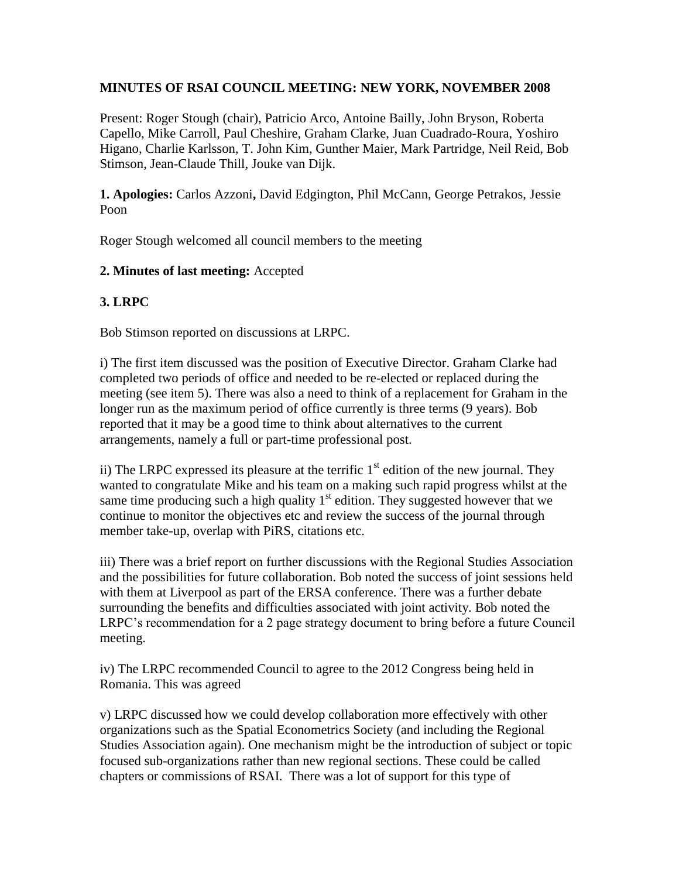**MINUTES OF RSAI COUNCIL MEETING: NEW YORK, NOVEMBER 2008**

Present: Roger Stough (chair), Patricio Arco, Antoine Bailly, John Bryson, Roberta Capello, Mike Carroll, Paul Cheshire, Graham Clarke, Juan Cuadrado-Roura, Yoshiro Higano, Charlie Karlsson, T. John Kim, Gunther Maier, Mark Partridge, Neil Reid, Bob Stimson, Jean-Claude Thill, Jouke van Dijk.

**1. Apologies:** Carlos Azzoni**,** David Edgington, Phil McCann, George Petrakos, Jessie Poon

Roger Stough welcomed all council members to the meeting

**2. Minutes of last meeting:** Accepted

**3. LRPC**

Bob Stimson reported on discussions at LRPC.

i) The first item discussed was the position of Executive Director. Graham Clarke had completed two periods of office and needed to be re-elected or replaced during the meeting (see item 5). There was also a need to think of a replacement for Graham in the longer run as the maximum period of office currently is three terms (9 years). Bob reported that it may be a good time to think about alternatives to the current arrangements, namely a full or part-time professional post.

ii) The LRPC expressed its pleasure at the terrific 1st edition of the new journal. They wanted to congratulate Mike and his team on a making such rapid progress whilst at the same time producing such a high quality 1st edition. They suggested however that we continue to monitor the objectives etc and review the success of the journal through member take-up, overlap with PiRS, citations etc.

iii) There was a brief report on further discussions with the Regional Studies Association and the possibilities for future collaboration. Bob noted the success of joint sessions held with them at Liverpool as part of the ERSA conference. There was a further debate surrounding the benefits and difficulties associated with joint activity. Bob noted the LRPC's recommendation for a 2 page strategy document to bring before a future Council meeting.

iv) The LRPC recommended Council to agree to the 2012 Congress being held in Romania. This was agreed

v) LRPC discussed how we could develop collaboration more effectively with other organizations such as the Spatial Econometrics Society (and including the Regional Studies Association again). One mechanism might be the introduction of subject or topic focused sub-organizations rather than new regional sections. These could be called chapters or commissions of RSAI. There was a lot of support for this type of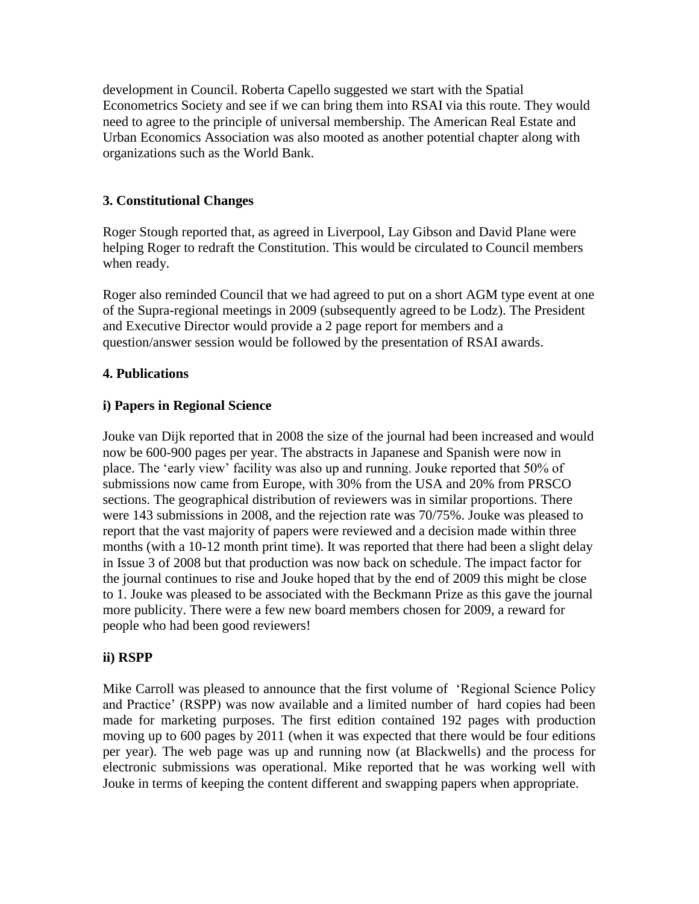development in Council. Roberta Capello suggested we start with the Spatial Econometrics Society and see if we can bring them into RSAI via this route. They would need to agree to the principle of universal membership. The American Real Estate and Urban Economics Association was also mooted as another potential chapter along with organizations such as the World Bank.

### 3. Constitutional Changes

Roger Stough reported that, as agreed in Liverpool, Lay Gibson and David Plane were helping Roger to redraft the Constitution. This would be circulated to Council members when ready.

Roger also reminded Council that we had agreed to put on a short AGM type event at one of the Supra-regional meetings in 2009 (subsequently agreed to be Lodz). The President and Executive Director would provide a 2 page report for members and a question/answer session would be followed by the presentation of RSAI awards.

### 4. Publications

#### i) Papers in Regional Science

Jouke van Dijk reported that in 2008 the size of the journal had been increased and would now be 600-900 pages per year. The abstracts in Japanese and Spanish were now in place. The 'early view' facility was also up and running. Jouke reported that 50% of submissions now came from Europe, with 30% from the USA and 20% from PRSCO sections. The geographical distribution of reviewers was in similar proportions. There were 143 submissions in 2008, and the rejection rate was 70/75%. Jouke was pleased to report that the vast majority of papers were reviewed and a decision made within three months (with a 10-12 month print time). It was reported that there had been a slight delay in Issue 3 of 2008 but that production was now back on schedule. The impact factor for the journal continues to rise and Jouke hoped that by the end of 2009 this might be close to 1. Jouke was pleased to be associated with the Beckmann Prize as this gave the journal more publicity. There were a few new board members chosen for 2009, a reward for people who had been good reviewers!

#### ii) RSPP

Mike Carroll was pleased to announce that the first volume of 'Regional Science Policy and Practice' (RSPP) was now available and a limited number of hard copies had been made for marketing purposes. The first edition contained 192 pages with production moving up to 600 pages by 2011 (when it was expected that there would be four editions per year). The web page was up and running now (at Blackwells) and the process for electronic submissions was operational. Mike reported that he was working well with Jouke in terms of keeping the content different and swapping papers when appropriate.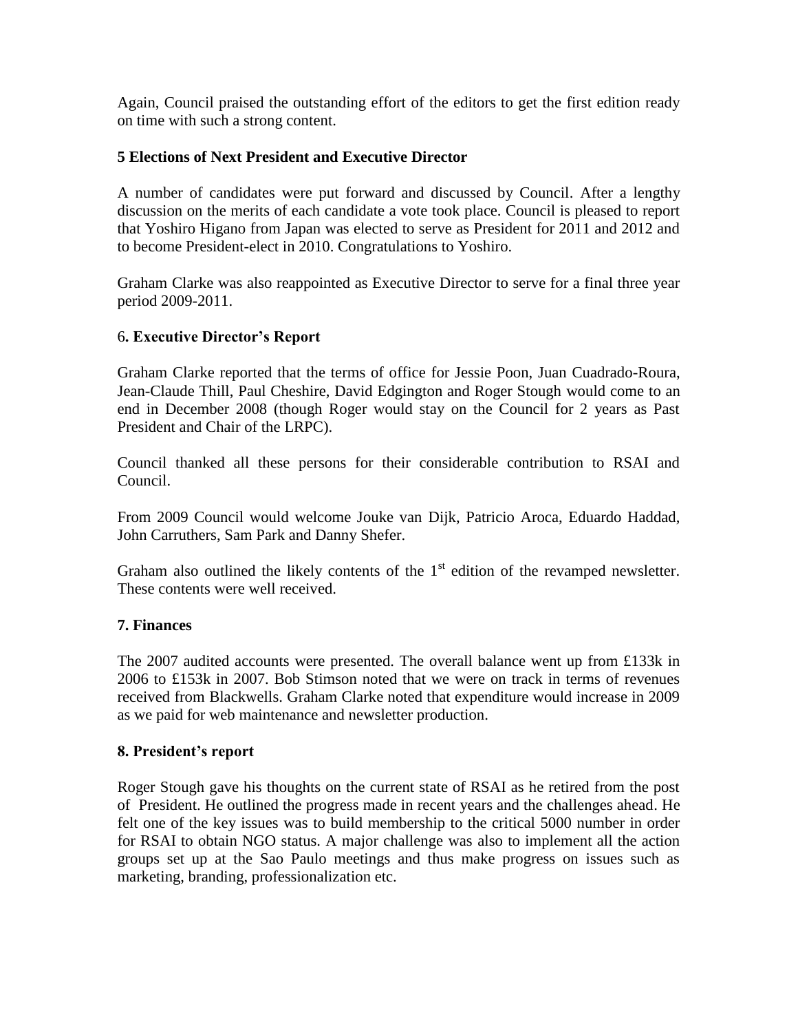Again, Council praised the outstanding effort of the editors to get the first edition ready on time with such a strong content.

### 5 Elections of Next President and Executive Director

A number of candidates were put forward and discussed by Council. After a lengthy discussion on the merits of each candidate a vote took place. Council is pleased to report that Yoshiro Higano from Japan was elected to serve as President for 2011 and 2012 and to become President-elect in 2010. Congratulations to Yoshiro.

Graham Clarke was also reappointed as Executive Director to serve for a final three year period 2009-2011.

### 6. Executive Director's Report

Graham Clarke reported that the terms of office for Jessie Poon, Juan Cuadrado-Roura, Jean-Claude Thill, Paul Cheshire, David Edgington and Roger Stough would come to an end in December 2008 (though Roger would stay on the Council for 2 years as Past President and Chair of the LRPC).

Council thanked all these persons for their considerable contribution to RSAI and Council.

From 2009 Council would welcome Jouke van Dijk, Patricio Aroca, Eduardo Haddad, John Carruthers, Sam Park and Danny Shefer.

Graham also outlined the likely contents of the 1st edition of the revamped newsletter. These contents were well received.

### 7. Finances

The 2007 audited accounts were presented. The overall balance went up from £133k in 2006 to £153k in 2007. Bob Stimson noted that we were on track in terms of revenues received from Blackwells. Graham Clarke noted that expenditure would increase in 2009 as we paid for web maintenance and newsletter production.

### 8. President's report

Roger Stough gave his thoughts on the current state of RSAI as he retired from the post of President. He outlined the progress made in recent years and the challenges ahead. He felt one of the key issues was to build membership to the critical 5000 number in order for RSAI to obtain NGO status. A major challenge was also to implement all the action groups set up at the Sao Paulo meetings and thus make progress on issues such as marketing, branding, professionalization etc.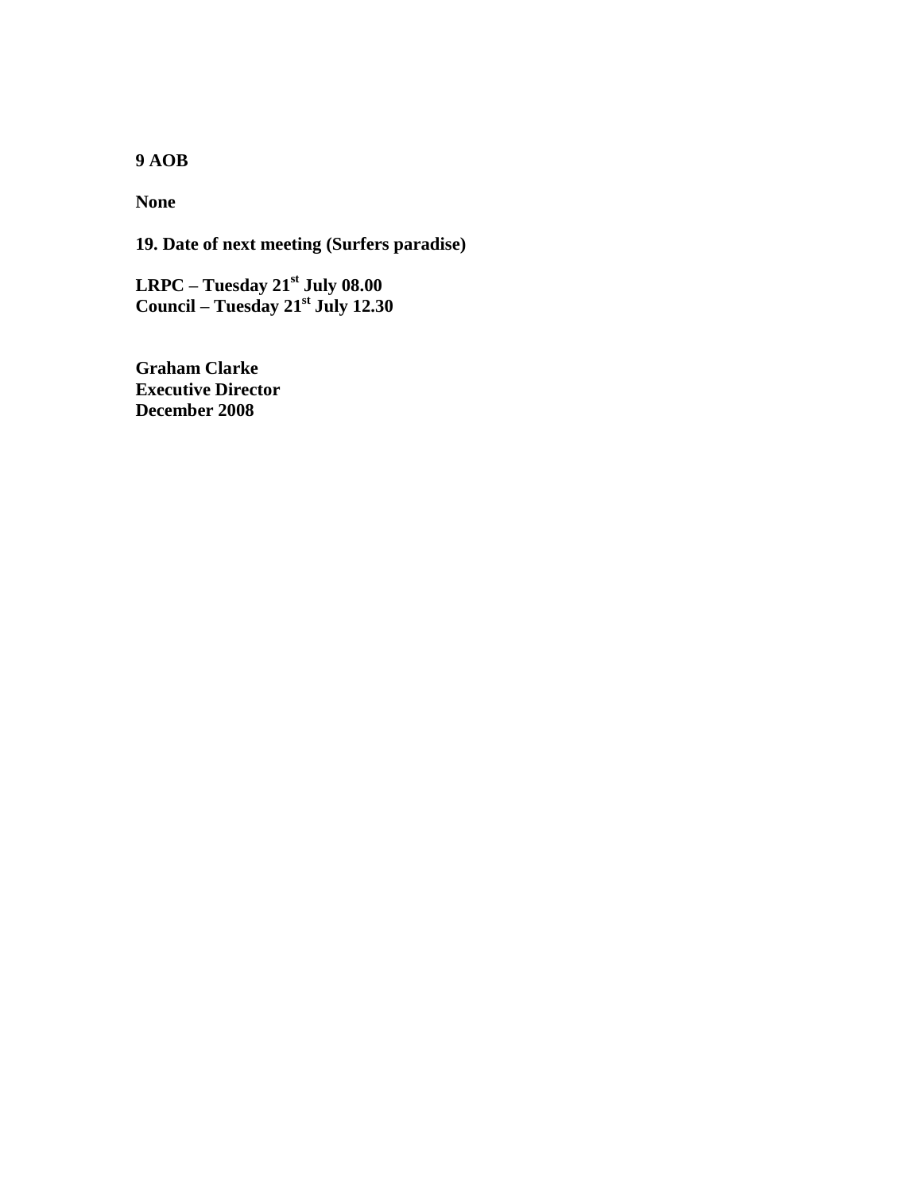**9 AOB**

**None**

**19. Date of next meeting (Surfers paradise)**

**LRPC – Tuesday 21st July 08.00**
**Council – Tuesday 21st July 12.30**

**Graham Clarke**
**Executive Director**
**December 2008**